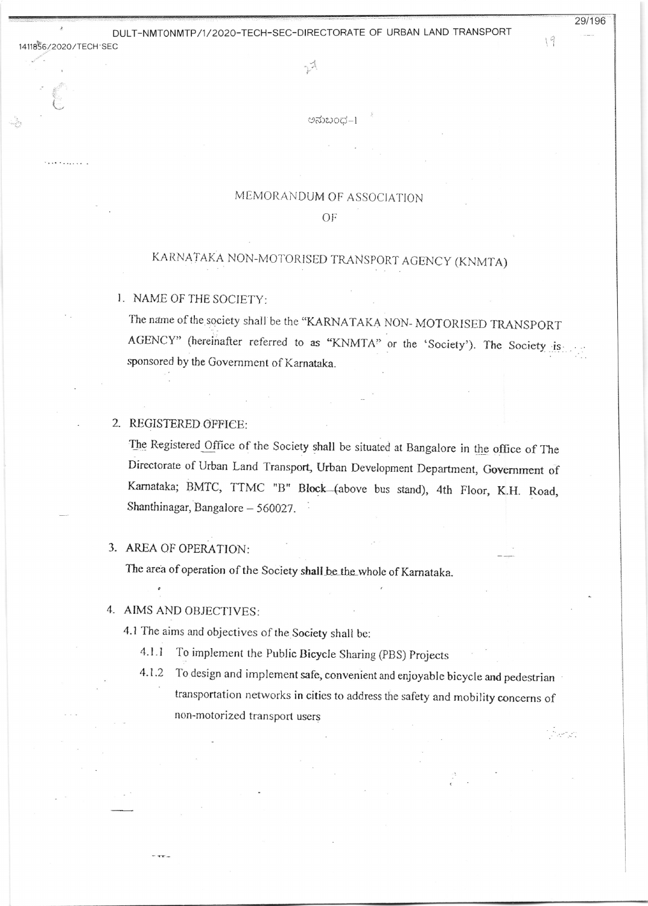ಅನುಬಂಧ-1

# MEMORANDUM OF ASSOCIATION
# OF
# KARNATAKA NON-MOTORISED TRANSPORT AGENCY (KNMTA)

1. NAME OF THE SOCIETY:

   The name of the society shall be the "KARNATAKA NON- MOTORISED TRANSPORT AGENCY" (hereinafter referred to as "KNMTA" or the 'Society'). The Society is sponsored by the Government of Karnataka.

2. REGISTERED OFFICE:

   The Registered Office of the Society shall be situated at Bangalore in the office of The Directorate of Urban Land Transport, Urban Development Department, Government of Karnataka; BMTC, TTMC "B" Block (above bus stand), 4th Floor, K.H. Road, Shanthinagar, Bangalore – 560027.

3. AREA OF OPERATION:

   The area of operation of the Society shall be the whole of Karnataka.

4. AIMS AND OBJECTIVES:

   4.1 The aims and objectives of the Society shall be:

   4.1.1 To implement the Public Bicycle Sharing (PBS) Projects

   4.1.2 To design and implement safe, convenient and enjoyable bicycle and pedestrian transportation networks in cities to address the safety and mobility concerns of non-motorized transport users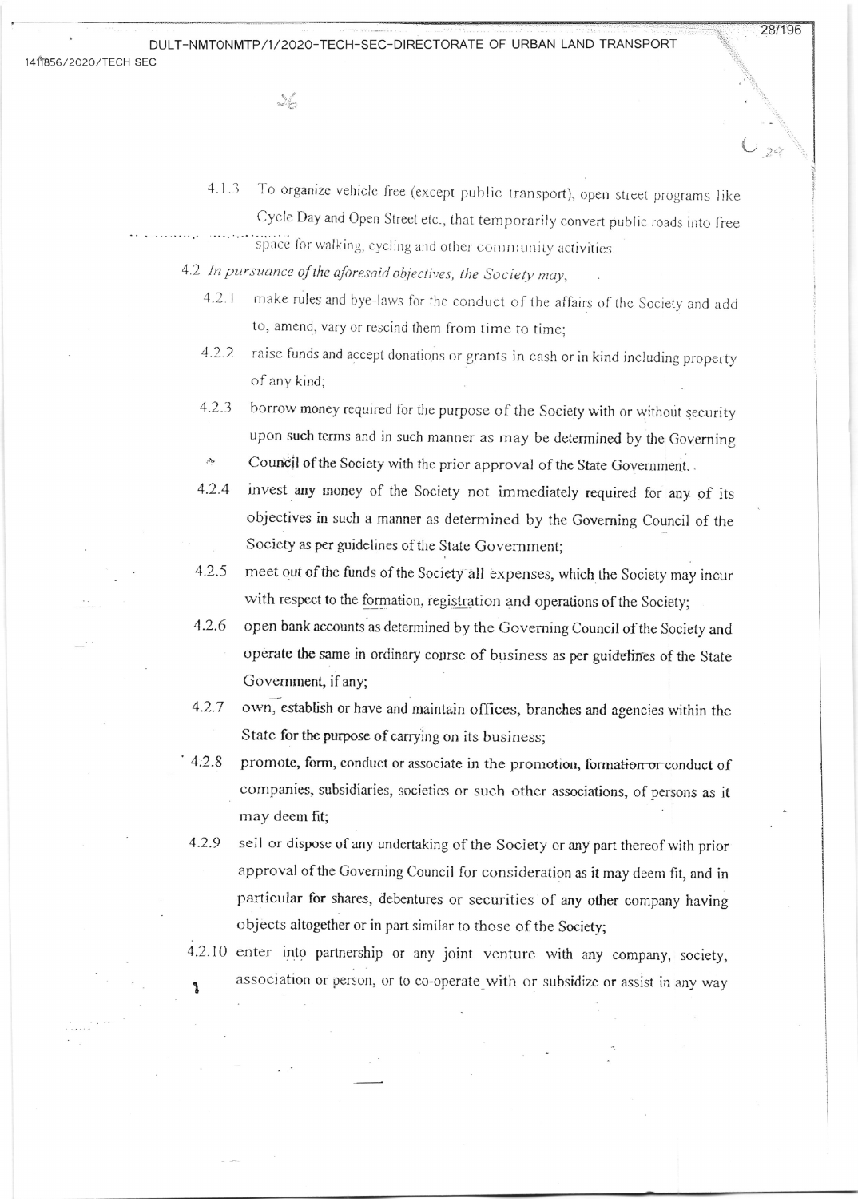4.1.3 To organize vehicle free (except public transport), open street programs like Cycle Day and Open Street etc., that temporarily convert public roads into free space for walking, cycling and other community activities.

4.2 *In pursuance of the aforesaid objectives, the Society may,*

4.2.1 make rules and bye-laws for the conduct of the affairs of the Society and add to, amend, vary or rescind them from time to time;

4.2.2 raise funds and accept donations or grants in cash or in kind including property of any kind;

4.2.3 borrow money required for the purpose of the Society with or without security upon such terms and in such manner as may be determined by the Governing Council of the Society with the prior approval of the State Government.

4.2.4 invest any money of the Society not immediately required for any of its objectives in such a manner as determined by the Governing Council of the Society as per guidelines of the State Government;

4.2.5 meet out of the funds of the Society all expenses, which the Society may incur with respect to the formation, registration and operations of the Society;

4.2.6 open bank accounts as determined by the Governing Council of the Society and operate the same in ordinary course of business as per guidelines of the State Government, if any;

4.2.7 own, establish or have and maintain offices, branches and agencies within the State for the purpose of carrying on its business;

4.2.8 promote, form, conduct or associate in the promotion, ~~formation or~~ conduct of companies, subsidiaries, societies or such other associations, of persons as it may deem fit;

4.2.9 sell or dispose of any undertaking of the Society or any part thereof with prior approval of the Governing Council for consideration as it may deem fit, and in particular for shares, debentures or securities of any other company having objects altogether or in part similar to those of the Society;

4.2.10 enter into partnership or any joint venture with any company, society, association or person, or to co-operate with or subsidize or assist in any way